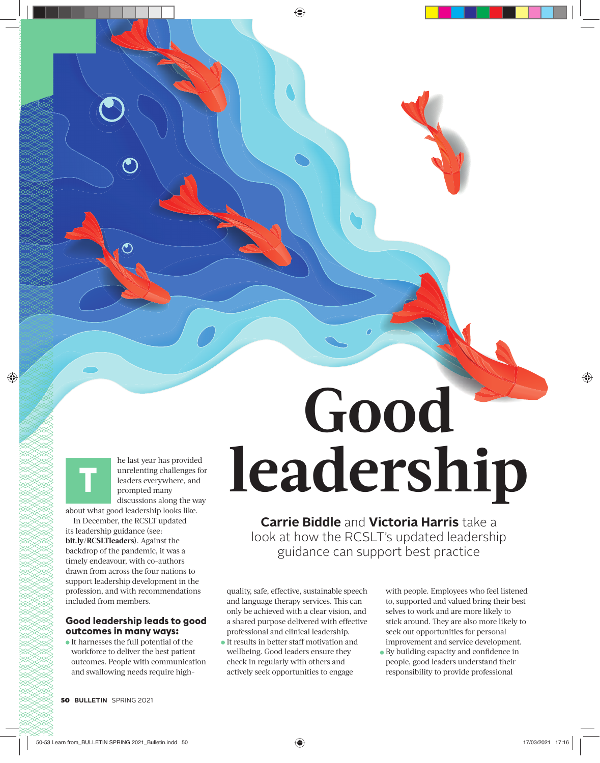# Good leadership

**Carrie Biddle** and **Victoria Harris** take a look at how the RCSLT's updated leadership guidance can support best practice

The last year has provided unrelenting challenges for leaders everywhere, and prompted many discussions along the way about what good leadership looks like.

In December, the RCSLT updated its leadership guidance (see: **bit.ly/RCSLTleaders**). Against the backdrop of the pandemic, it was a timely endeavour, with co-authors drawn from across the four nations to support leadership development in the profession, and with recommendations included from members.

## Good leadership leads to good outcomes in many ways:

- It harnesses the full potential of the workforce to deliver the best patient outcomes. People with communication and swallowing needs require high-quality, safe, effective, sustainable speech and language therapy services. This can only be achieved with a clear vision, and a shared purpose delivered with effective professional and clinical leadership.
- It results in better staff motivation and wellbeing. Good leaders ensure they check in regularly with others and actively seek opportunities to engage with people. Employees who feel listened to, supported and valued bring their best selves to work and are more likely to stick around. They are also more likely to seek out opportunities for personal improvement and service development.
- By building capacity and confidence in people, good leaders understand their responsibility to provide professional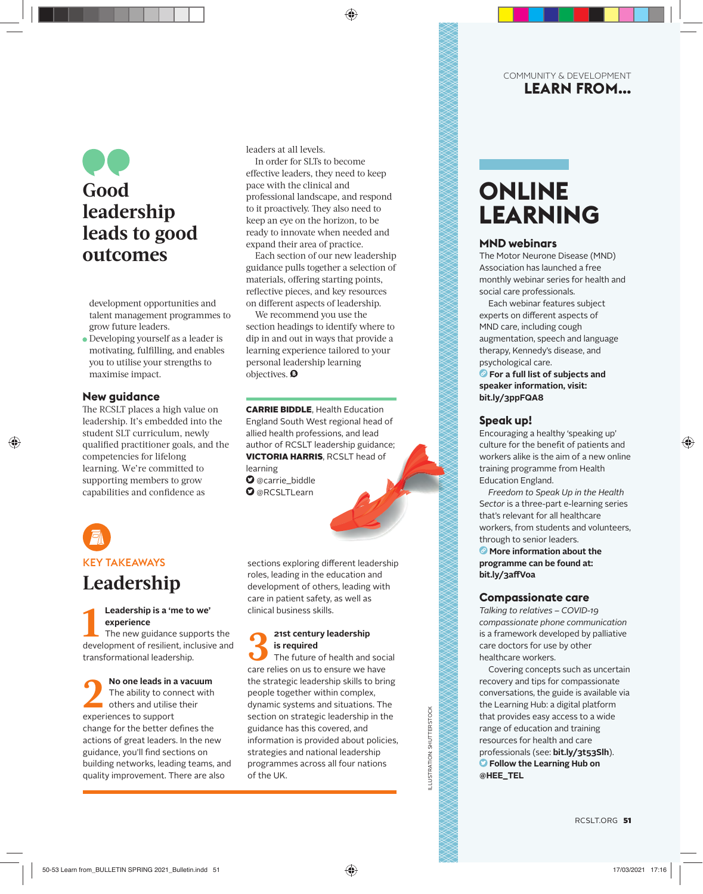COMMUNITY & DEVELOPMENT
**LEARN FROM...**

## Good leadership leads to good outcomes

development opportunities and talent management programmes to grow future leaders.

- Developing yourself as a leader is motivating, fulfilling, and enables you to utilise your strengths to maximise impact.

### New guidance

The RCSLT places a high value on leadership. It's embedded into the student SLT curriculum, newly qualified practitioner goals, and the competencies for lifelong learning. We're committed to supporting members to grow capabilities and confidence as leaders at all levels.

In order for SLTs to become effective leaders, they need to keep pace with the clinical and professional landscape, and respond to it proactively. They also need to keep an eye on the horizon, to be ready to innovate when needed and expand their area of practice.

Each section of our new leadership guidance pulls together a selection of materials, offering starting points, reflective pieces, and key resources on different aspects of leadership.

We recommend you use the section headings to identify where to dip in and out in ways that provide a learning experience tailored to your personal leadership learning objectives.

**CARRIE BIDDLE**, Health Education England South West regional head of allied health professions, and lead author of RCSLT leadership guidance; **VICTORIA HARRIS**, RCSLT head of learning
@carrie_biddle
@RCSLTLearn

KEY TAKEAWAYS

## Leadership

**1 Leadership is a 'me to we' experience**
The new guidance supports the development of resilient, inclusive and transformational leadership.

**2 No one leads in a vacuum**
The ability to connect with others and utilise their experiences to support change for the better defines the actions of great leaders. In the new guidance, you'll find sections on building networks, leading teams, and quality improvement. There are also sections exploring different leadership roles, leading in the education and development of others, leading with care in patient safety, as well as clinical business skills.

**3 21st century leadership is required**
The future of health and social care relies on us to ensure we have the strategic leadership skills to bring people together within complex, dynamic systems and situations. The section on strategic leadership in the guidance has this covered, and information is provided about policies, strategies and national leadership programmes across all four nations of the UK.

ILLUSTRATION: SHUTTERSTOCK

# ONLINE LEARNING

### MND webinars

The Motor Neurone Disease (MND) Association has launched a free monthly webinar series for health and social care professionals.

Each webinar features subject experts on different aspects of MND care, including cough augmentation, speech and language therapy, Kennedy's disease, and psychological care.

**For a full list of subjects and speaker information, visit: bit.ly/3ppFQA8**

### Speak up!

Encouraging a healthy 'speaking up' culture for the benefit of patients and workers alike is the aim of a new online training programme from Health Education England.

*Freedom to Speak Up in the Health Sector* is a three-part e-learning series that's relevant for all healthcare workers, from students and volunteers, through to senior leaders.

**More information about the programme can be found at: bit.ly/3affVoa**

### Compassionate care

*Talking to relatives – COVID-19 compassionate phone communication* is a framework developed by palliative care doctors for use by other healthcare workers.

Covering concepts such as uncertain recovery and tips for compassionate conversations, the guide is available via the Learning Hub: a digital platform that provides easy access to a wide range of education and training resources for health and care professionals (see: **bit.ly/3t53Slh**).

**Follow the Learning Hub on @HEE_TEL**